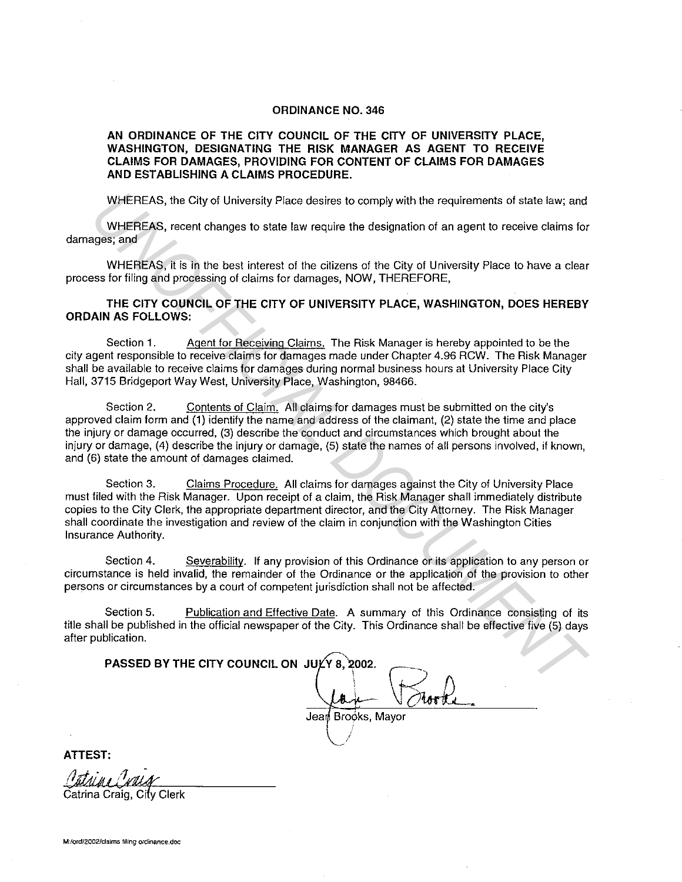# ORDINANCE NO. 346

## AN ORDINANCE OF THE CITY COUNCIL OF THE CITY OF UNIVERSITY PLACE, WASHINGTON, DESIGNATING THE RISK MANAGER AS AGENT TO RECEIVE CLAIMS FOR DAMAGES, PROVIDING FOR CONTENT OF CLAIMS FOR DAMAGES AND ESTABLISHING A CLAIMS PROCEDURE.

WHEREAS, the City of University Place desires to comply with the requirements of state law; and

WHEREAS, recent changes to state law require the designation of an agent to receive claims for damages; and

WHEREAS, it is in the best interest of the citizens of the City of University Place to have a clear process for filing and processing of claims for damages, NOW, THEREFORE,

**THE CITY COUNCIL OF THE CITY OF UNIVERSITY PLACE, WASHINGTON, DOES HEREBY ORDAIN AS FOLLOWS:**

Section 1. Agent for Receiving Claims. The Risk Manager is hereby appointed to be the city agent responsible to receive claims for damages made under Chapter 4.96 RCW. The Risk Manager shall be available to receive claims for damages during normal business hours at University Place City Hall, 3715 Bridgeport Way West, University Place, Washington, 98466.

Section 2. Contents of Claim. All claims for damages must be submitted on the city's approved claim form and (1) identify the name and address of the claimant, (2) state the time and place the injury or damage occurred, (3) describe the conduct and circumstances which brought about the injury or damage, (4) describe the injury or damage, (5) state the names of all persons involved, if known, and (6) state the amount of damages claimed.

Section 3. Claims Procedure. All claims for damages against the City of University Place must filed with the Risk Manager. Upon receipt of a claim, the Risk Manager shall immediately distribute copies to the City Clerk, the appropriate department director, and the City Attorney. The Risk Manager shall coordinate the investigation and review of the claim in conjunction with the Washington Cities Insurance Authority.

Section 4. Severability. If any provision of this Ordinance or its application to any person or circumstance is held invalid, the remainder of the Ordinance or the application of the provision to other persons or circumstances by a court of competent jurisdiction shall not be affected.

Section 5. Publication and Effective Date. A summary of this Ordinance consisting of its title shall be published in the official newspaper of the City. This Ordinance shall be effective five (5) days after publication.

**PASSED BY THE CITY COUNCIL ON JULY 8, 2002.**

Jean Brooks, Mayor

**ATTEST:**

Catrina Craig, City Clerk

M:/ord/2002/claims filing ordinance.doc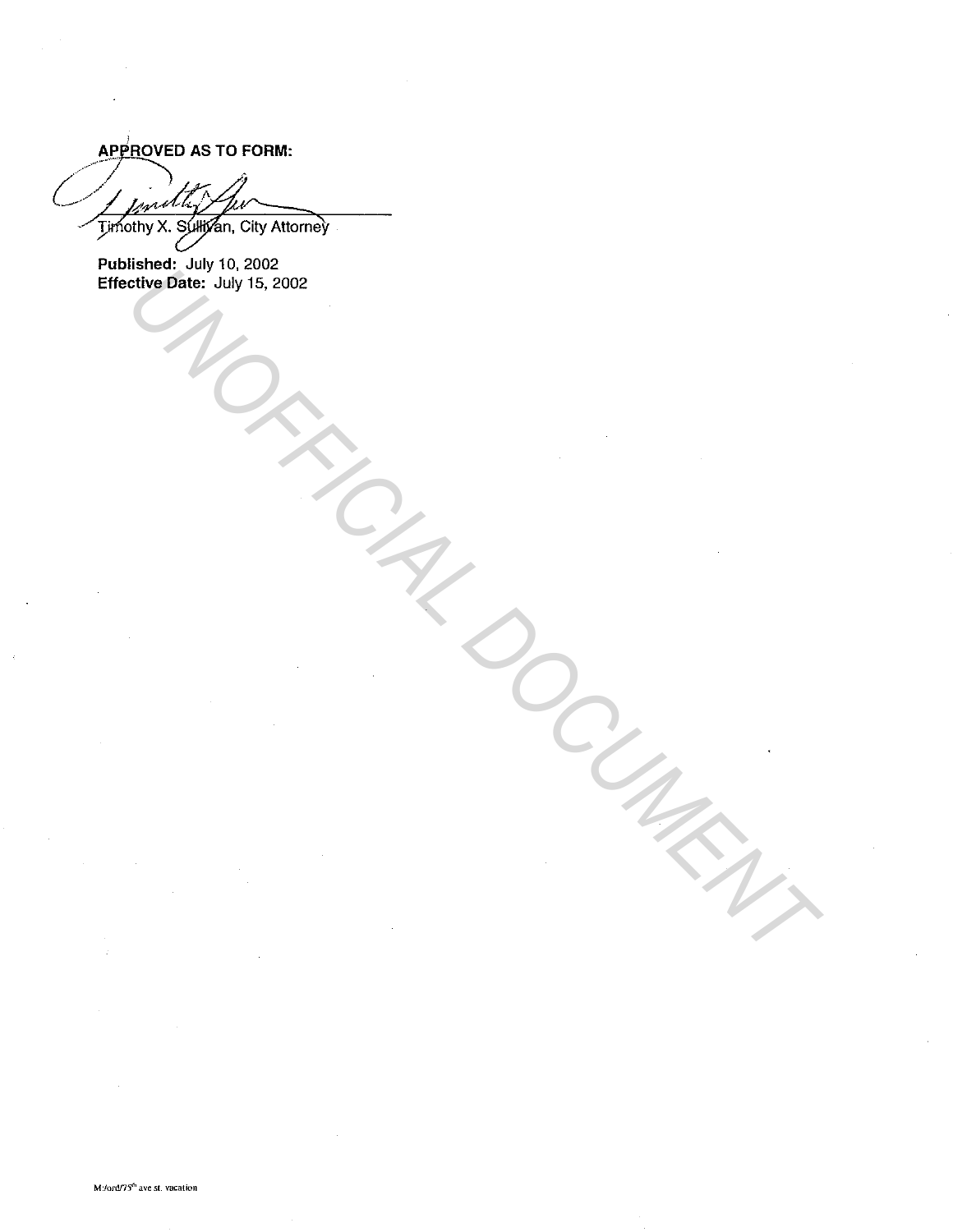**APPROVED AS TO FORM:**

Timothy X. Sullivan, City Attorney

**Published:** July 10, 2002
**Effective Date:** July 15, 2002

UNOFFICIAL DOCUMENT

M:/ord/75th ave st. vacation